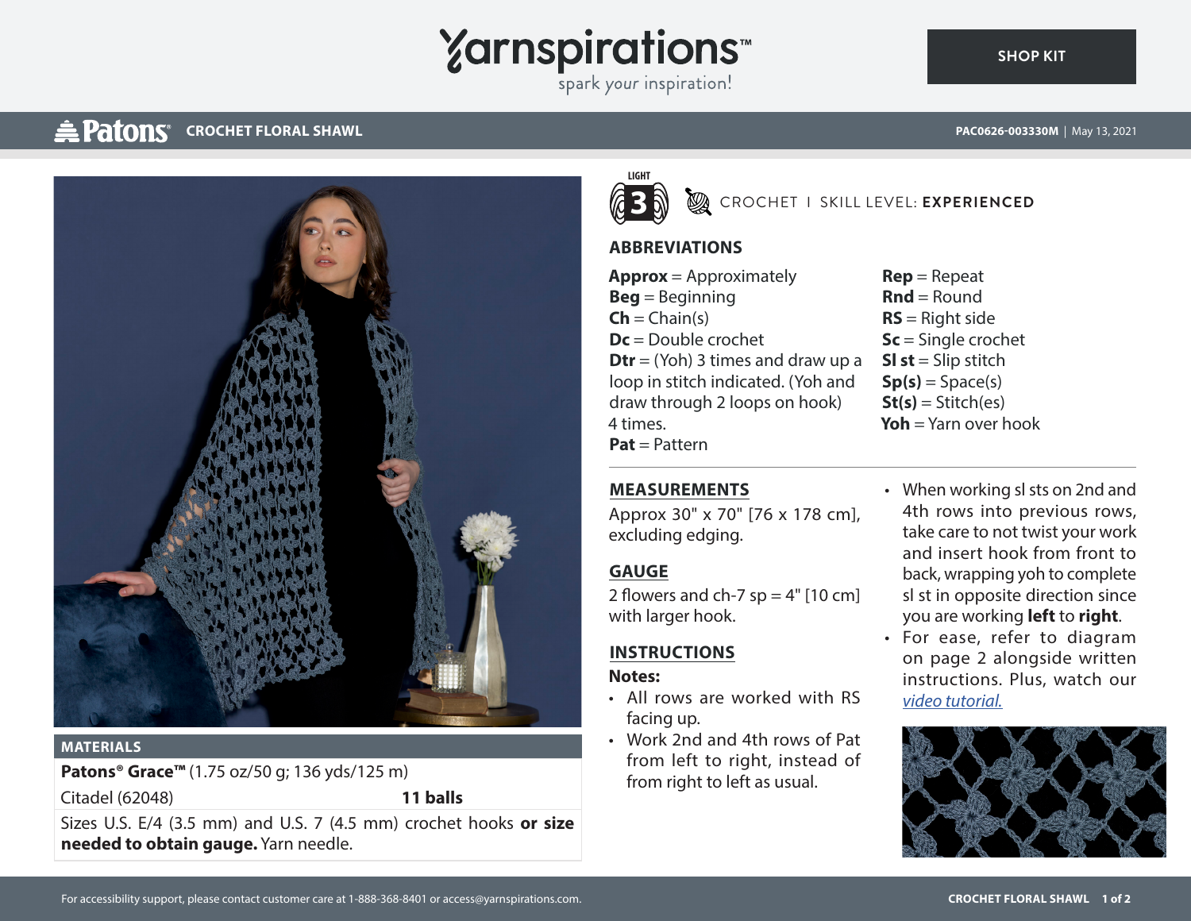# Patons CROCHET FLORAL SHAWL

PAC0626-003330M | May 13, 2021

LIGHT 3

CROCHET I SKILL LEVEL: **EXPERIENCED**

## ABBREVIATIONS

**Approx** = Approximately
**Beg** = Beginning
**Ch** = Chain(s)
**Dc** = Double crochet
**Dtr** = (Yoh) 3 times and draw up a loop in stitch indicated. (Yoh and draw through 2 loops on hook) 4 times.
**Pat** = Pattern
**Rep** = Repeat
**Rnd** = Round
**RS** = Right side
**Sc** = Single crochet
**Sl st** = Slip stitch
**Sp(s)** = Space(s)
**St(s)** = Stitch(es)
**Yoh** = Yarn over hook

## MATERIALS

| | |
|---|---|
| **Patons® Grace™** (1.75 oz/50 g; 136 yds/125 m) | |
| Citadel (62048) | **11 balls** |

Sizes U.S. E/4 (3.5 mm) and U.S. 7 (4.5 mm) crochet hooks **or size needed to obtain gauge.** Yarn needle.

## MEASUREMENTS

Approx 30" x 70" [76 x 178 cm], excluding edging.

## GAUGE

2 flowers and ch-7 sp = 4" [10 cm] with larger hook.

## INSTRUCTIONS

**Notes:**

- All rows are worked with RS facing up.
- Work 2nd and 4th rows of Pat from left to right, instead of from right to left as usual.
- When working sl sts on 2nd and 4th rows into previous rows, take care to not twist your work and insert hook from front to back, wrapping yoh to complete sl st in opposite direction since you are working **left** to **right**.
- For ease, refer to diagram on page 2 alongside written instructions. Plus, watch our *video tutorial.*

For accessibility support, please contact customer care at 1-888-368-8401 or access@yarnspirations.com.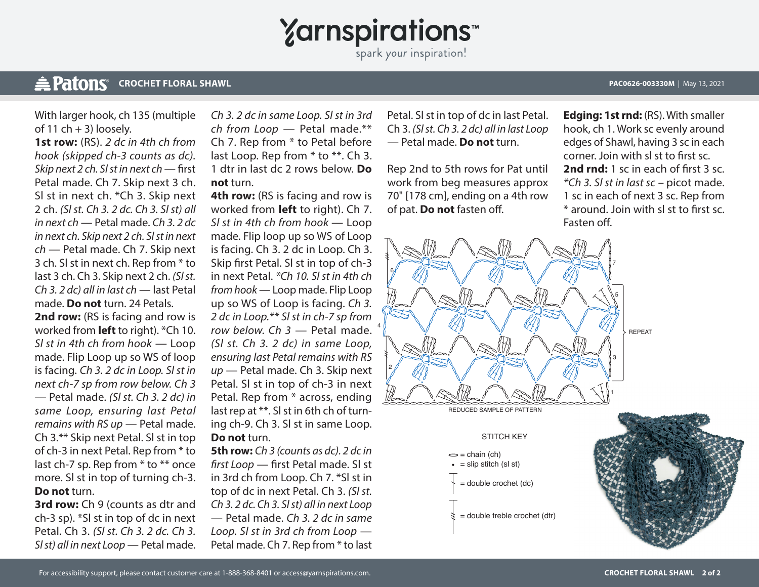With larger hook, ch 135 (multiple of 11 ch + 3) loosely.

**1st row:** (RS). *2 dc in 4th ch from hook (skipped ch-3 counts as dc). Skip next 2 ch. Sl st in next ch* — first Petal made. Ch 7. Skip next 3 ch. Sl st in next ch. *Ch 3. Skip next 2 ch. *(Sl st. Ch 3. 2 dc. Ch 3. Sl st) all in next ch* — Petal made. *Ch 3. 2 dc in next ch. Skip next 2 ch. Sl st in next ch* — Petal made. Ch 7. Skip next 3 ch. Sl st in next ch. Rep from * to last 3 ch. Ch 3. Skip next 2 ch. *(Sl st. Ch 3. 2 dc) all in last ch* — last Petal made. **Do not** turn. 24 Petals.

**2nd row:** (RS is facing and row is worked from **left** to right). *Ch 10. *Sl st in 4th ch from hook* — Loop made. Flip Loop up so WS of loop is facing. *Ch 3. 2 dc in Loop. Sl st in next ch-7 sp from row below. Ch 3* — Petal made. *(Sl st. Ch 3. 2 dc) in same Loop, ensuring last Petal remains with RS up* — Petal made. Ch 3.** Skip next Petal. Sl st in top of ch-3 in next Petal. Rep from * to last ch-7 sp. Rep from * to ** once more. Sl st in top of turning ch-3. **Do not** turn.

**3rd row:** Ch 9 (counts as dtr and ch-3 sp). *Sl st in top of dc in next Petal. Ch 3. *(Sl st. Ch 3. 2 dc. Ch 3. Sl st) all in next Loop* — Petal made. *Ch 3. 2 dc in same Loop. Sl st in 3rd ch from Loop* — Petal made.** Ch 7. Rep from * to Petal before last Loop. Rep from * to **. Ch 3. 1 dtr in last dc 2 rows below. **Do not** turn.

**4th row:** (RS is facing and row is worked from **left** to right). Ch 7. *Sl st in 4th ch from hook* — Loop made. Flip loop up so WS of Loop is facing. Ch 3. 2 dc in Loop. Ch 3. Skip first Petal. Sl st in top of ch-3 in next Petal. **Ch 10. Sl st in 4th ch from hook* — Loop made. Flip Loop up so WS of Loop is facing. *Ch 3. 2 dc in Loop.** Sl st in ch-7 sp from row below. Ch 3* — Petal made. *(Sl st. Ch 3. 2 dc) in same Loop, ensuring last Petal remains with RS up* — Petal made. Ch 3. Skip next Petal. Sl st in top of ch-3 in next Petal. Rep from * across, ending last rep at **. Sl st in 6th ch of turning ch-9. Ch 3. Sl st in same Loop. **Do not** turn.

**5th row:** *Ch 3 (counts as dc). 2 dc in first Loop* — first Petal made. Sl st in 3rd ch from Loop. Ch 7. *Sl st in top of dc in next Petal. Ch 3. *(Sl st. Ch 3. 2 dc. Ch 3. Sl st) all in next Loop* — Petal made. *Ch 3. 2 dc in same Loop. Sl st in 3rd ch from Loop* — Petal made. Ch 7. Rep from * to last Petal. Sl st in top of dc in last Petal. Ch 3. *(Sl st. Ch 3. 2 dc) all in last Loop* — Petal made. **Do not** turn.

Rep 2nd to 5th rows for Pat until work from beg measures approx 70" [178 cm], ending on a 4th row of pat. **Do not** fasten off.

**Edging: 1st rnd:** (RS). With smaller hook, ch 1. Work sc evenly around edges of Shawl, having 3 sc in each corner. Join with sl st to first sc.

**2nd rnd:** 1 sc in each of first 3 sc. **Ch 3. Sl st in last sc* – picot made. 1 sc in each of next 3 sc. Rep from * around. Join with sl st to first sc. Fasten off.

REPEAT

REDUCED SAMPLE OF PATTERN

STITCH KEY

= chain (ch)

= slip stitch (sl st)

= double crochet (dc)

= double treble crochet (dtr)